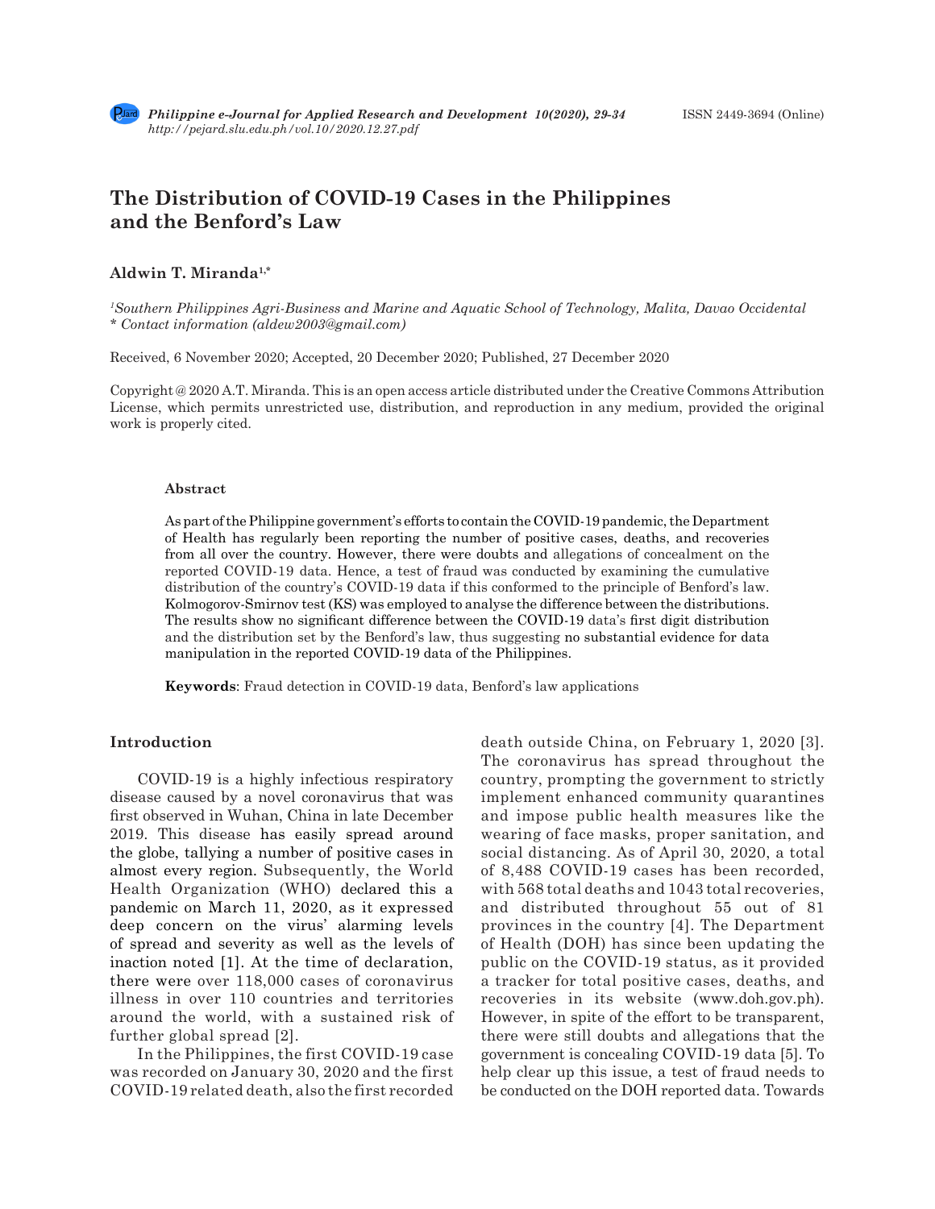# The Distribution of COVID-19 Cases in the Philippines and the Benford's Law

**Aldwin T. Miranda**[1,*]

*[1]Southern Philippines Agri-Business and Marine and Aquatic School of Technology, Malita, Davao Occidental*
*\* Contact information (aldew2003@gmail.com)*

Received, 6 November 2020; Accepted, 20 December 2020; Published, 27 December 2020

Copyright @ 2020 A.T. Miranda. This is an open access article distributed under the Creative Commons Attribution License, which permits unrestricted use, distribution, and reproduction in any medium, provided the original work is properly cited.

#### Abstract

As part of the Philippine government's efforts to contain the COVID-19 pandemic, the Department of Health has regularly been reporting the number of positive cases, deaths, and recoveries from all over the country. However, there were doubts and allegations of concealment on the reported COVID-19 data. Hence, a test of fraud was conducted by examining the cumulative distribution of the country's COVID-19 data if this conformed to the principle of Benford's law. Kolmogorov-Smirnov test (KS) was employed to analyse the difference between the distributions. The results show no significant difference between the COVID-19 data's first digit distribution and the distribution set by the Benford's law, thus suggesting no substantial evidence for data manipulation in the reported COVID-19 data of the Philippines.

**Keywords**: Fraud detection in COVID-19 data, Benford's law applications

## Introduction

COVID-19 is a highly infectious respiratory disease caused by a novel coronavirus that was first observed in Wuhan, China in late December 2019. This disease has easily spread around the globe, tallying a number of positive cases in almost every region. Subsequently, the World Health Organization (WHO) declared this a pandemic on March 11, 2020, as it expressed deep concern on the virus' alarming levels of spread and severity as well as the levels of inaction noted [1]. At the time of declaration, there were over 118,000 cases of coronavirus illness in over 110 countries and territories around the world, with a sustained risk of further global spread [2].

In the Philippines, the first COVID-19 case was recorded on January 30, 2020 and the first COVID-19 related death, also the first recorded death outside China, on February 1, 2020 [3]. The coronavirus has spread throughout the country, prompting the government to strictly implement enhanced community quarantines and impose public health measures like the wearing of face masks, proper sanitation, and social distancing. As of April 30, 2020, a total of 8,488 COVID-19 cases has been recorded, with 568 total deaths and 1043 total recoveries, and distributed throughout 55 out of 81 provinces in the country [4]. The Department of Health (DOH) has since been updating the public on the COVID-19 status, as it provided a tracker for total positive cases, deaths, and recoveries in its website (www.doh.gov.ph). However, in spite of the effort to be transparent, there were still doubts and allegations that the government is concealing COVID-19 data [5]. To help clear up this issue, a test of fraud needs to be conducted on the DOH reported data. Towards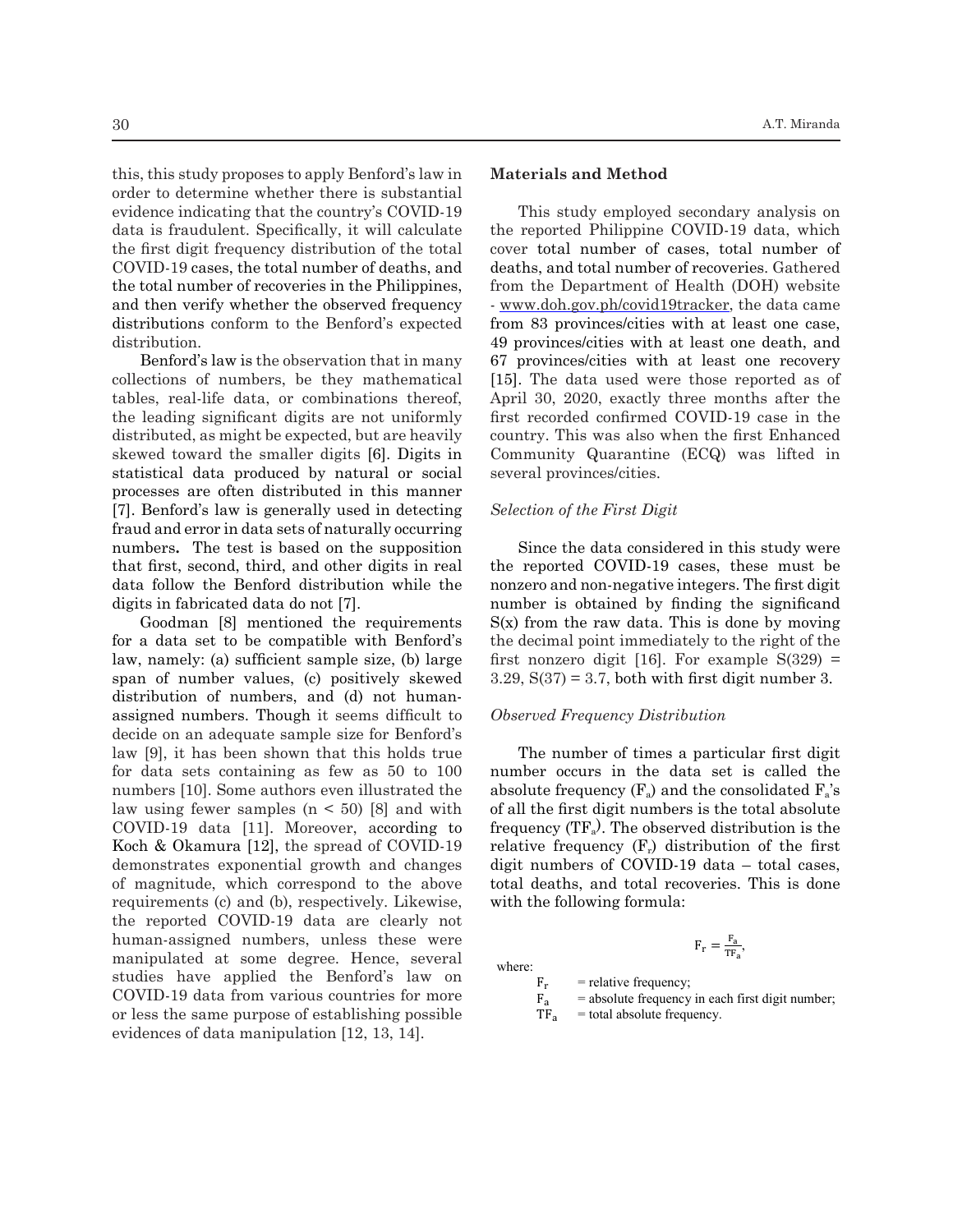this, this study proposes to apply Benford's law in order to determine whether there is substantial evidence indicating that the country's COVID-19 data is fraudulent. Specifically, it will calculate the first digit frequency distribution of the total COVID-19 cases, the total number of deaths, and the total number of recoveries in the Philippines, and then verify whether the observed frequency distributions conform to the Benford's expected distribution.

Benford's law is the observation that in many collections of numbers, be they mathematical tables, real-life data, or combinations thereof, the leading significant digits are not uniformly distributed, as might be expected, but are heavily skewed toward the smaller digits [6]. Digits in statistical data produced by natural or social processes are often distributed in this manner [7]. Benford's law is generally used in detecting fraud and error in data sets of naturally occurring numbers**.** The test is based on the supposition that first, second, third, and other digits in real data follow the Benford distribution while the digits in fabricated data do not [7].

Goodman [8] mentioned the requirements for a data set to be compatible with Benford's law, namely: (a) sufficient sample size, (b) large span of number values, (c) positively skewed distribution of numbers, and (d) not human-assigned numbers. Though it seems difficult to decide on an adequate sample size for Benford's law [9], it has been shown that this holds true for data sets containing as few as 50 to 100 numbers [10]. Some authors even illustrated the law using fewer samples ($n < 50$) [8] and with COVID-19 data [11]. Moreover, according to Koch & Okamura [12], the spread of COVID-19 demonstrates exponential growth and changes of magnitude, which correspond to the above requirements (c) and (b), respectively. Likewise, the reported COVID-19 data are clearly not human-assigned numbers, unless these were manipulated at some degree. Hence, several studies have applied the Benford's law on COVID-19 data from various countries for more or less the same purpose of establishing possible evidences of data manipulation [12, 13, 14].

## Materials and Method

This study employed secondary analysis on the reported Philippine COVID-19 data, which cover total number of cases, total number of deaths, and total number of recoveries. Gathered from the Department of Health (DOH) website - www.doh.gov.ph/covid19tracker, the data came from 83 provinces/cities with at least one case, 49 provinces/cities with at least one death, and 67 provinces/cities with at least one recovery [15]. The data used were those reported as of April 30, 2020, exactly three months after the first recorded confirmed COVID-19 case in the country. This was also when the first Enhanced Community Quarantine (ECQ) was lifted in several provinces/cities.

### *Selection of the First Digit*

Since the data considered in this study were the reported COVID-19 cases, these must be nonzero and non-negative integers. The first digit number is obtained by finding the significand $S(x)$ from the raw data. This is done by moving the decimal point immediately to the right of the first nonzero digit [16]. For example $S(329) = 3.29$, $S(37) = 3.7$, both with first digit number 3.

### *Observed Frequency Distribution*

The number of times a particular first digit number occurs in the data set is called the absolute frequency ($F_a$) and the consolidated $F_a$'s of all the first digit numbers is the total absolute frequency ($TF_a$). The observed distribution is the relative frequency ($F_r$) distribution of the first digit numbers of COVID-19 data – total cases, total deaths, and total recoveries. This is done with the following formula:

$$F_r = \frac{F_a}{TF_a},$$

where:

$F_r$ = relative frequency;
$F_a$ = absolute frequency in each first digit number;
$TF_a$ = total absolute frequency.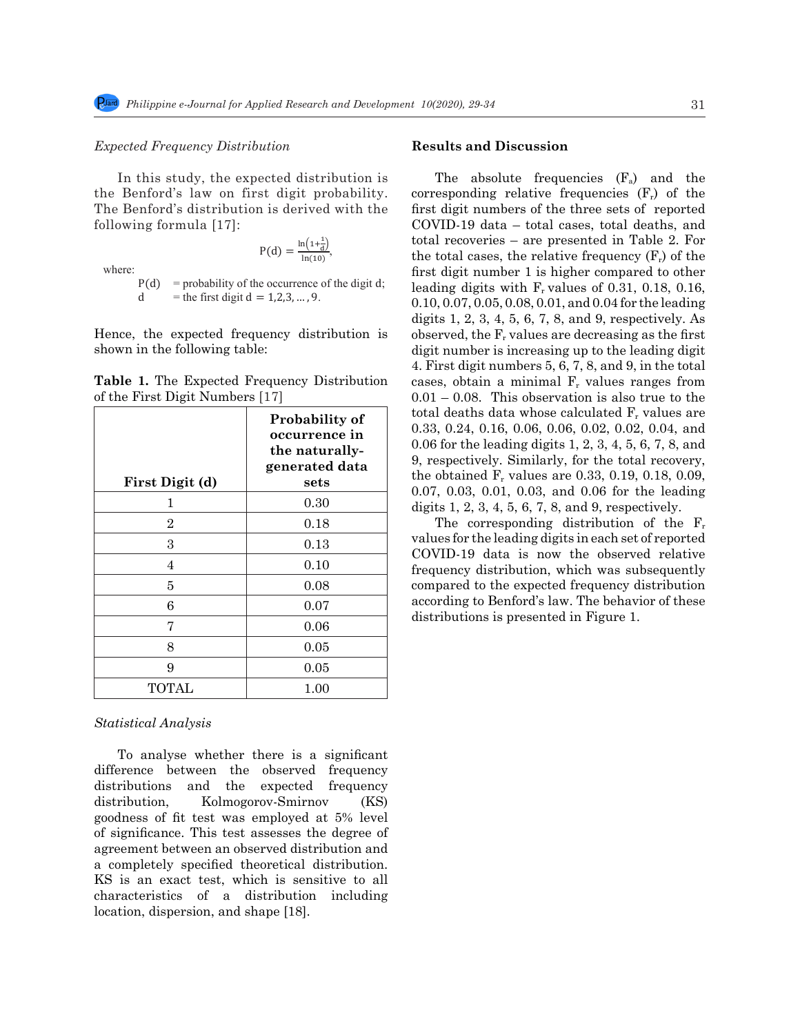*Expected Frequency Distribution*

In this study, the expected distribution is the Benford's law on first digit probability. The Benford's distribution is derived with the following formula [17]:

$$P(d) = \frac{\ln\left(1+\frac{1}{d}\right)}{\ln(10)},$$

where:

P(d) = probability of the occurrence of the digit d;
d = the first digit $d = 1,2,3,\ldots,9$.

Hence, the expected frequency distribution is shown in the following table:

**Table 1.** The Expected Frequency Distribution of the First Digit Numbers [17]

| First Digit (d) | Probability of occurrence in the naturally-generated data sets |
|---|---|
| 1 | 0.30 |
| 2 | 0.18 |
| 3 | 0.13 |
| 4 | 0.10 |
| 5 | 0.08 |
| 6 | 0.07 |
| 7 | 0.06 |
| 8 | 0.05 |
| 9 | 0.05 |
| TOTAL | 1.00 |

*Statistical Analysis*

To analyse whether there is a significant difference between the observed frequency distributions and the expected frequency distribution, Kolmogorov-Smirnov (KS) goodness of fit test was employed at 5% level of significance. This test assesses the degree of agreement between an observed distribution and a completely specified theoretical distribution. KS is an exact test, which is sensitive to all characteristics of a distribution including location, dispersion, and shape [18].

**Results and Discussion**

The absolute frequencies ($F_a$) and the corresponding relative frequencies ($F_r$) of the first digit numbers of the three sets of reported COVID-19 data – total cases, total deaths, and total recoveries – are presented in Table 2. For the total cases, the relative frequency ($F_r$) of the first digit number 1 is higher compared to other leading digits with $F_r$ values of 0.31, 0.18, 0.16, 0.10, 0.07, 0.05, 0.08, 0.01, and 0.04 for the leading digits 1, 2, 3, 4, 5, 6, 7, 8, and 9, respectively. As observed, the $F_r$ values are decreasing as the first digit number is increasing up to the leading digit 4. First digit numbers 5, 6, 7, 8, and 9, in the total cases, obtain a minimal $F_r$ values ranges from 0.01 – 0.08. This observation is also true to the total deaths data whose calculated $F_r$ values are 0.33, 0.24, 0.16, 0.06, 0.06, 0.02, 0.02, 0.04, and 0.06 for the leading digits 1, 2, 3, 4, 5, 6, 7, 8, and 9, respectively. Similarly, for the total recovery, the obtained $F_r$ values are 0.33, 0.19, 0.18, 0.09, 0.07, 0.03, 0.01, 0.03, and 0.06 for the leading digits 1, 2, 3, 4, 5, 6, 7, 8, and 9, respectively.

The corresponding distribution of the $F_r$ values for the leading digits in each set of reported COVID-19 data is now the observed relative frequency distribution, which was subsequently compared to the expected frequency distribution according to Benford's law. The behavior of these distributions is presented in Figure 1.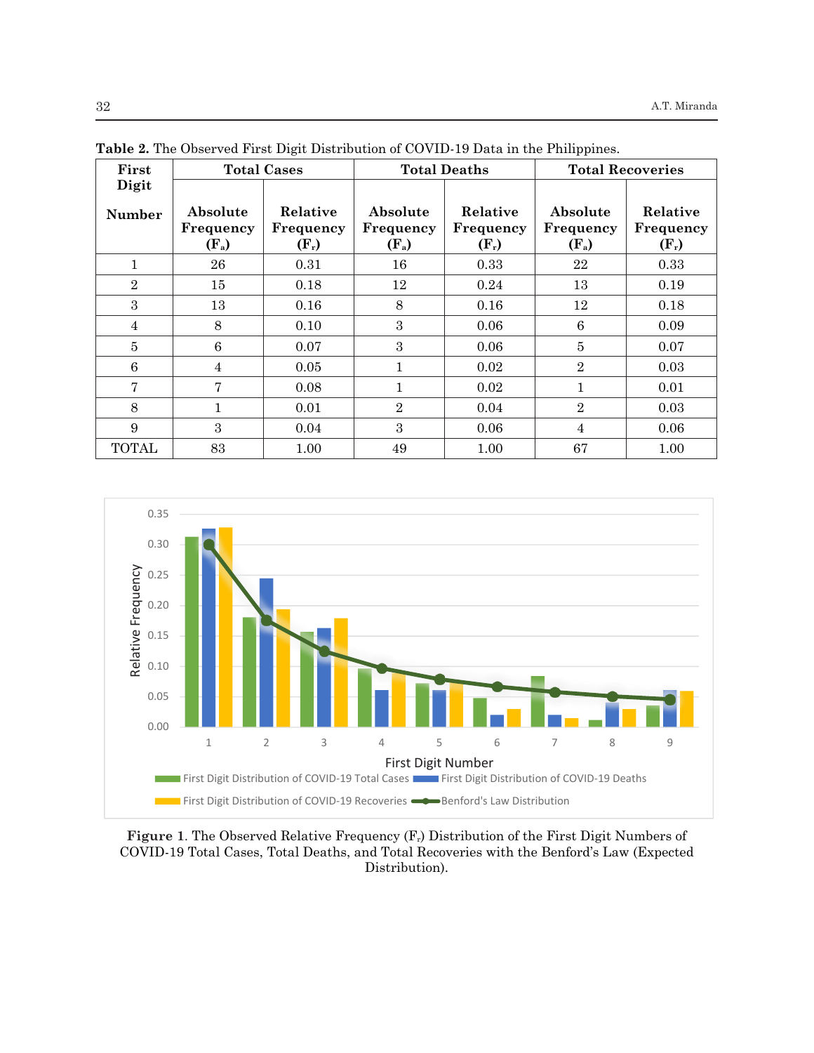**Table 2.** The Observed First Digit Distribution of COVID-19 Data in the Philippines.

| First Digit Number | Total Cases | | Total Deaths | | Total Recoveries | |
|---|---|---|---|---|---|---|
| | Absolute Frequency ($F_a$) | Relative Frequency ($F_r$) | Absolute Frequency ($F_a$) | Relative Frequency ($F_r$) | Absolute Frequency ($F_a$) | Relative Frequency ($F_r$) |
| 1 | 26 | 0.31 | 16 | 0.33 | 22 | 0.33 |
| 2 | 15 | 0.18 | 12 | 0.24 | 13 | 0.19 |
| 3 | 13 | 0.16 | 8 | 0.16 | 12 | 0.18 |
| 4 | 8 | 0.10 | 3 | 0.06 | 6 | 0.09 |
| 5 | 6 | 0.07 | 3 | 0.06 | 5 | 0.07 |
| 6 | 4 | 0.05 | 1 | 0.02 | 2 | 0.03 |
| 7 | 7 | 0.08 | 1 | 0.02 | 1 | 0.01 |
| 8 | 1 | 0.01 | 2 | 0.04 | 2 | 0.03 |
| 9 | 3 | 0.04 | 3 | 0.06 | 4 | 0.06 |
| TOTAL | 83 | 1.00 | 49 | 1.00 | 67 | 1.00 |

**Figure 1**. The Observed Relative Frequency ($F_r$) Distribution of the First Digit Numbers of COVID-19 Total Cases, Total Deaths, and Total Recoveries with the Benford's Law (Expected Distribution).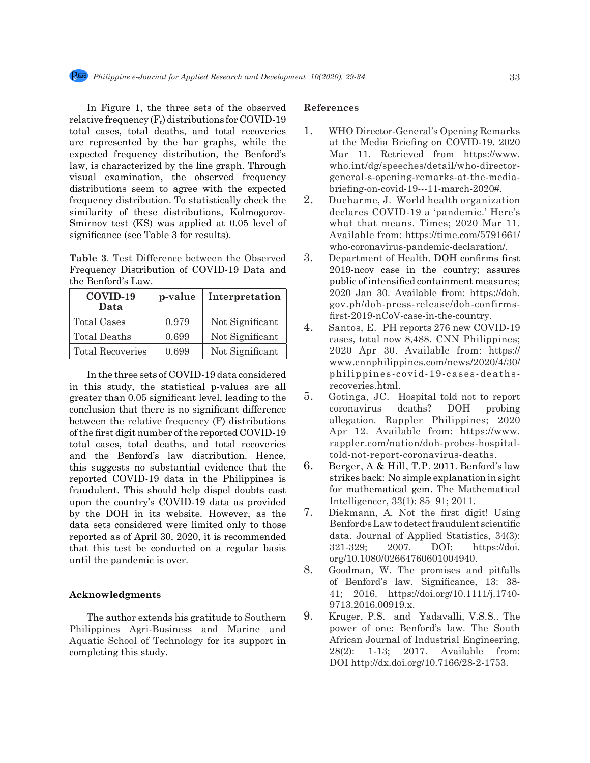In Figure 1, the three sets of the observed relative frequency ($F_r$) distributions for COVID-19 total cases, total deaths, and total recoveries are represented by the bar graphs, while the expected frequency distribution, the Benford's law, is characterized by the line graph. Through visual examination, the observed frequency distributions seem to agree with the expected frequency distribution. To statistically check the similarity of these distributions, Kolmogorov-Smirnov test (KS) was applied at 0.05 level of significance (see Table 3 for results).

**Table 3**. Test Difference between the Observed Frequency Distribution of COVID-19 Data and the Benford's Law.

| COVID-19 Data | p-value | Interpretation |
|---|---|---|
| Total Cases | 0.979 | Not Significant |
| Total Deaths | 0.699 | Not Significant |
| Total Recoveries | 0.699 | Not Significant |

In the three sets of COVID-19 data considered in this study, the statistical p-values are all greater than 0.05 significant level, leading to the conclusion that there is no significant difference between the relative frequency (F) distributions of the first digit number of the reported COVID-19 total cases, total deaths, and total recoveries and the Benford's law distribution. Hence, this suggests no substantial evidence that the reported COVID-19 data in the Philippines is fraudulent. This should help dispel doubts cast upon the country's COVID-19 data as provided by the DOH in its website. However, as the data sets considered were limited only to those reported as of April 30, 2020, it is recommended that this test be conducted on a regular basis until the pandemic is over.

## Acknowledgments

The author extends his gratitude to Southern Philippines Agri-Business and Marine and Aquatic School of Technology for its support in completing this study.

## References

1. WHO Director-General's Opening Remarks at the Media Briefing on COVID-19. 2020 Mar 11. Retrieved from https://www.who.int/dg/speeches/detail/who-director-general-s-opening-remarks-at-the-media-briefing-on-covid-19---11-march-2020#.
2. Ducharme, J. World health organization declares COVID-19 a 'pandemic.' Here's what that means. Times; 2020 Mar 11. Available from: https://time.com/5791661/who-coronavirus-pandemic-declaration/.
3. Department of Health. DOH confirms first 2019-ncov case in the country; assures public of intensified containment measures; 2020 Jan 30. Available from: https://doh.gov.ph/doh-press-release/doh-confirms-first-2019-nCoV-case-in-the-country.
4. Santos, E. PH reports 276 new COVID-19 cases, total now 8,488. CNN Philippines; 2020 Apr 30. Available from: https://www.cnnphilippines.com/news/2020/4/30/philippines-covid-19-cases-deaths-recoveries.html.
5. Gotinga, JC. Hospital told not to report coronavirus deaths? DOH probing allegation. Rappler Philippines; 2020 Apr 12. Available from: https://www.rappler.com/nation/doh-probes-hospital-told-not-report-coronavirus-deaths.
6. Berger, A & Hill, T.P. 2011. Benford's law strikes back: No simple explanation in sight for mathematical gem. The Mathematical Intelligencer, 33(1): 85–91; 2011.
7. Diekmann, A. Not the first digit! Using Benford›s Law to detect fraudulent scientific data. Journal of Applied Statistics, 34(3): 321-329; 2007. DOI: https://doi.org/10.1080/02664760601004940.
8. Goodman, W. The promises and pitfalls of Benford's law. Significance, 13: 38-41; 2016. https://doi.org/10.1111/j.1740-9713.2016.00919.x.
9. Kruger, P.S. and Yadavalli, V.S.S.. The power of one: Benford's law. The South African Journal of Industrial Engineering, 28(2): 1-13; 2017. Available from: DOI http://dx.doi.org/10.7166/28-2-1753.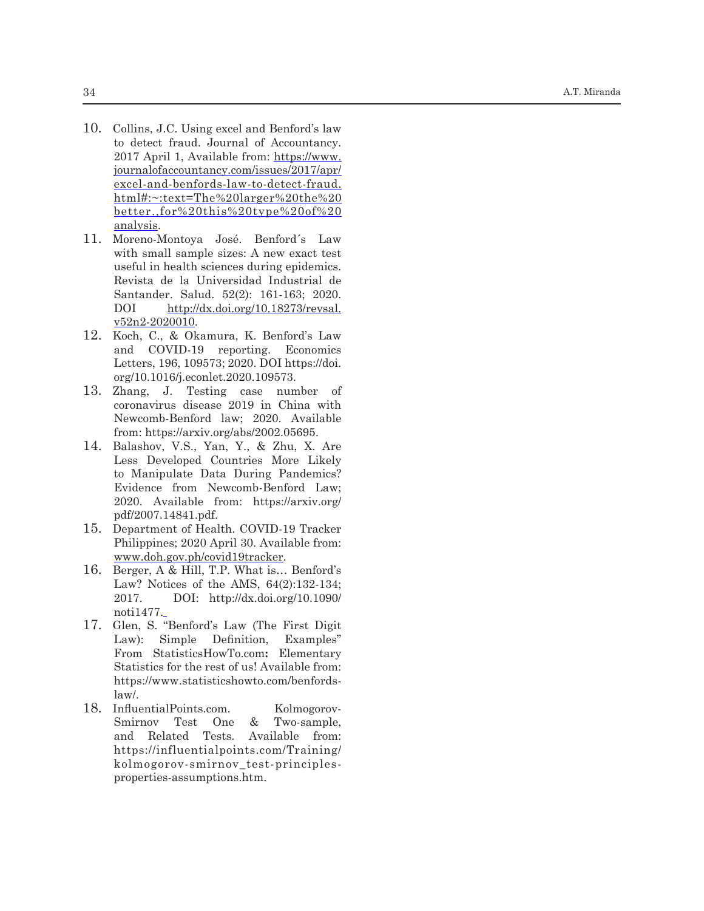10. Collins, J.C. Using excel and Benford's law to detect fraud. Journal of Accountancy. 2017 April 1, Available from: https://www.journalofaccountancy.com/issues/2017/apr/excel-and-benfords-law-to-detect-fraud.html#:~:text=The%20larger%20the%20better.,for%20this%20type%20of%20analysis.
11. Moreno-Montoya José. Benford´s Law with small sample sizes: A new exact test useful in health sciences during epidemics. Revista de la Universidad Industrial de Santander. Salud. 52(2): 161-163; 2020. DOI http://dx.doi.org/10.18273/revsal.v52n2-2020010.
12. Koch, C., & Okamura, K. Benford's Law and COVID-19 reporting. Economics Letters, 196, 109573; 2020. DOI https://doi.org/10.1016/j.econlet.2020.109573.
13. Zhang, J. Testing case number of coronavirus disease 2019 in China with Newcomb-Benford law; 2020. Available from: https://arxiv.org/abs/2002.05695.
14. Balashov, V.S., Yan, Y., & Zhu, X. Are Less Developed Countries More Likely to Manipulate Data During Pandemics? Evidence from Newcomb-Benford Law; 2020. Available from: https://arxiv.org/pdf/2007.14841.pdf.
15. Department of Health. COVID-19 Tracker Philippines; 2020 April 30. Available from: www.doh.gov.ph/covid19tracker.
16. Berger, A & Hill, T.P. What is… Benford's Law? Notices of the AMS, 64(2):132-134; 2017. DOI: http://dx.doi.org/10.1090/noti1477.
17. Glen, S. "Benford's Law (The First Digit Law): Simple Definition, Examples" From StatisticsHowTo.com**:** Elementary Statistics for the rest of us! Available from: https://www.statisticshowto.com/benfords-law/.
18. InfluentialPoints.com. Kolmogorov-Smirnov Test One & Two-sample, and Related Tests. Available from: https://influentialpoints.com/Training/kolmogorov-smirnov_test-principles-properties-assumptions.htm.